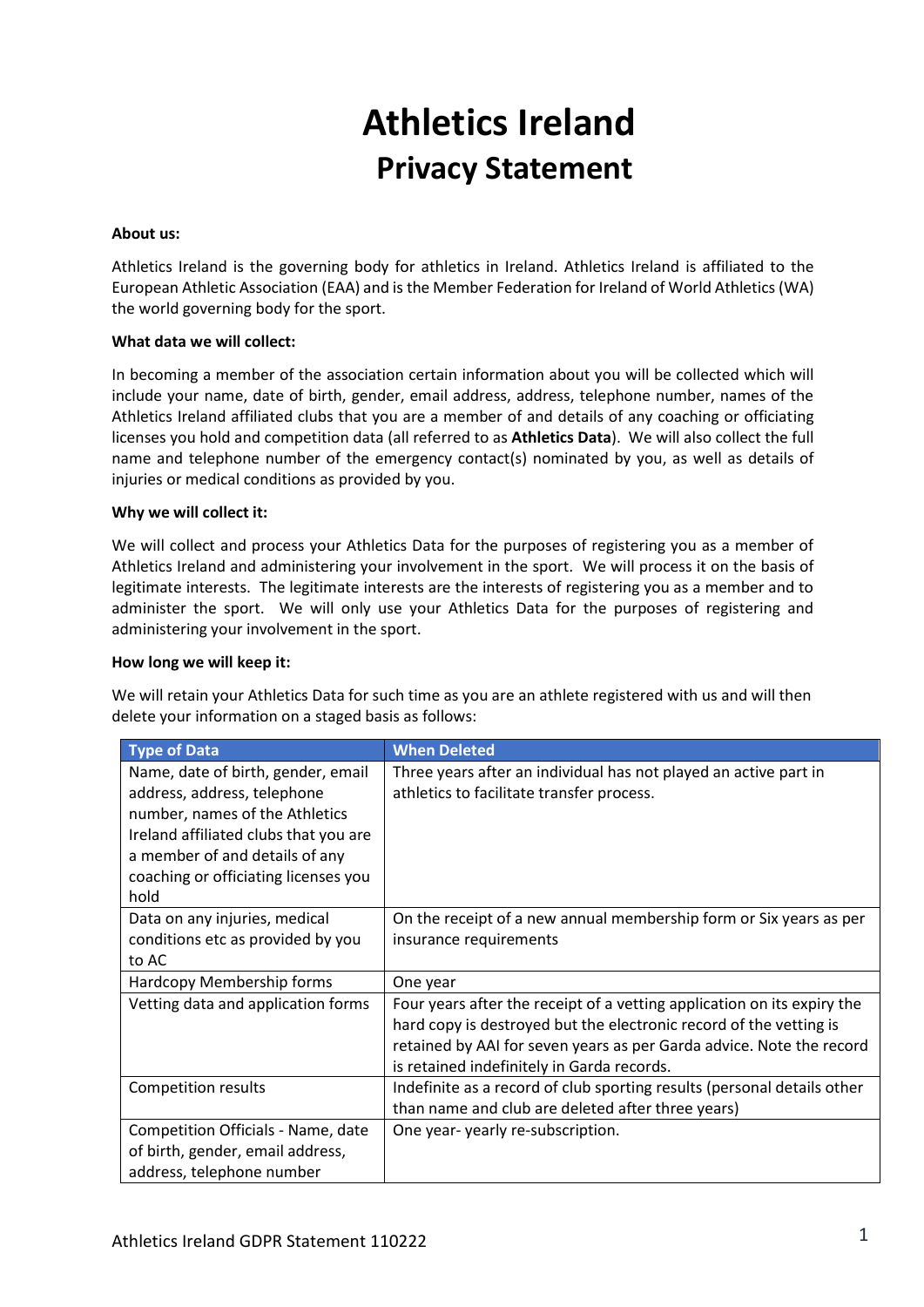# Athletics Ireland

## Privacy Statement

**About us:**

Athletics Ireland is the governing body for athletics in Ireland. Athletics Ireland is affiliated to the European Athletic Association (EAA) and is the Member Federation for Ireland of World Athletics (WA) the world governing body for the sport.

**What data we will collect:**

In becoming a member of the association certain information about you will be collected which will include your name, date of birth, gender, email address, address, telephone number, names of the Athletics Ireland affiliated clubs that you are a member of and details of any coaching or officiating licenses you hold and competition data (all referred to as **Athletics Data**). We will also collect the full name and telephone number of the emergency contact(s) nominated by you, as well as details of injuries or medical conditions as provided by you.

**Why we will collect it:**

We will collect and process your Athletics Data for the purposes of registering you as a member of Athletics Ireland and administering your involvement in the sport. We will process it on the basis of legitimate interests. The legitimate interests are the interests of registering you as a member and to administer the sport. We will only use your Athletics Data for the purposes of registering and administering your involvement in the sport.

**How long we will keep it:**

We will retain your Athletics Data for such time as you are an athlete registered with us and will then delete your information on a staged basis as follows:

| Type of Data | When Deleted |
|---|---|
| Name, date of birth, gender, email address, address, telephone number, names of the Athletics Ireland affiliated clubs that you are a member of and details of any coaching or officiating licenses you hold | Three years after an individual has not played an active part in athletics to facilitate transfer process. |
| Data on any injuries, medical conditions etc as provided by you to AC | On the receipt of a new annual membership form or Six years as per insurance requirements |
| Hardcopy Membership forms | One year |
| Vetting data and application forms | Four years after the receipt of a vetting application on its expiry the hard copy is destroyed but the electronic record of the vetting is retained by AAI for seven years as per Garda advice. Note the record is retained indefinitely in Garda records. |
| Competition results | Indefinite as a record of club sporting results (personal details other than name and club are deleted after three years) |
| Competition Officials - Name, date of birth, gender, email address, address, telephone number | One year- yearly re-subscription. |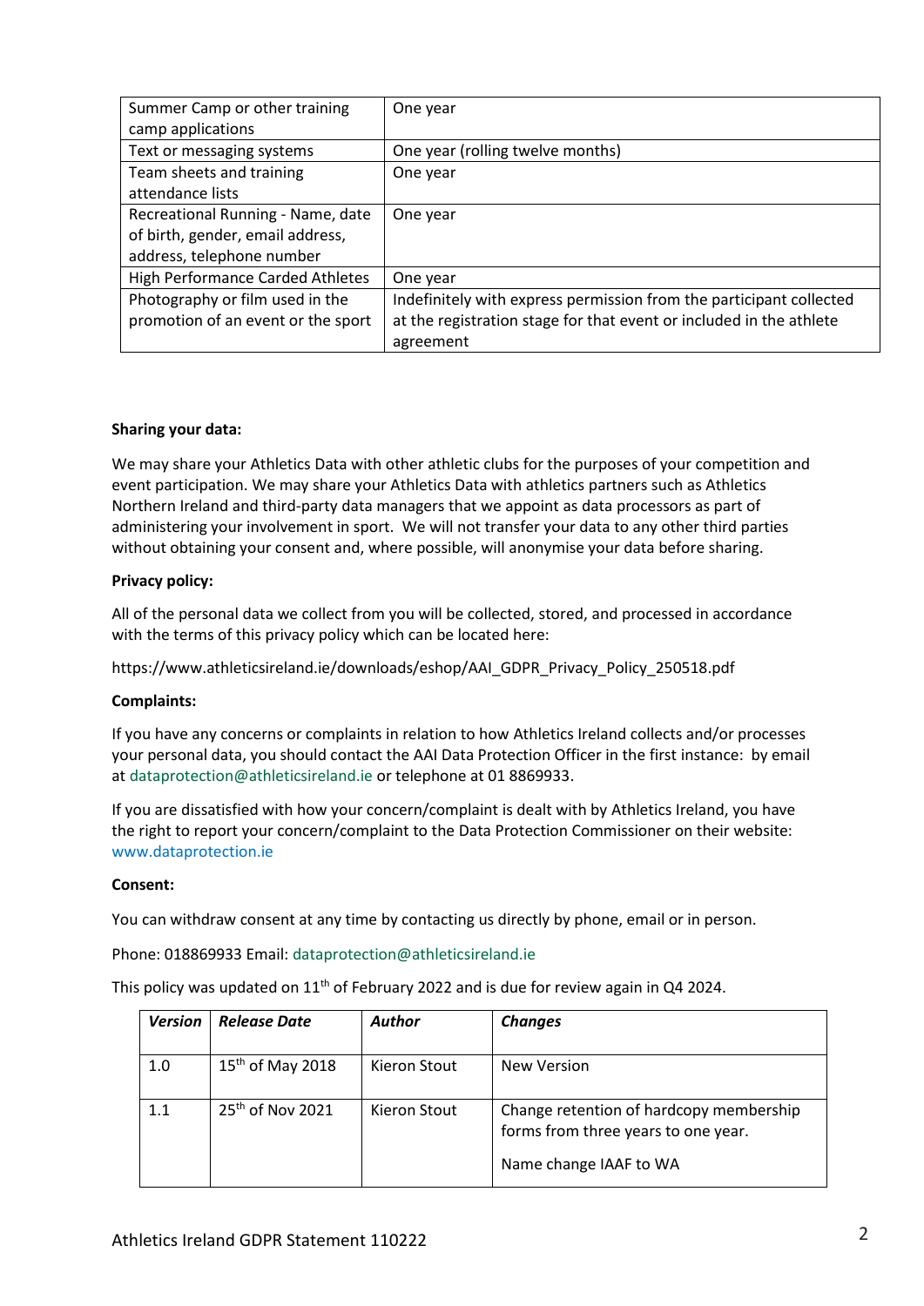| | |
|---|---|
| Summer Camp or other training camp applications | One year |
| Text or messaging systems | One year (rolling twelve months) |
| Team sheets and training attendance lists | One year |
| Recreational Running - Name, date of birth, gender, email address, address, telephone number | One year |
| High Performance Carded Athletes | One year |
| Photography or film used in the promotion of an event or the sport | Indefinitely with express permission from the participant collected at the registration stage for that event or included in the athlete agreement |

**Sharing your data:**

We may share your Athletics Data with other athletic clubs for the purposes of your competition and event participation. We may share your Athletics Data with athletics partners such as Athletics Northern Ireland and third-party data managers that we appoint as data processors as part of administering your involvement in sport. We will not transfer your data to any other third parties without obtaining your consent and, where possible, will anonymise your data before sharing.

**Privacy policy:**

All of the personal data we collect from you will be collected, stored, and processed in accordance with the terms of this privacy policy which can be located here:

https://www.athleticsireland.ie/downloads/eshop/AAI_GDPR_Privacy_Policy_250518.pdf

**Complaints:**

If you have any concerns or complaints in relation to how Athletics Ireland collects and/or processes your personal data, you should contact the AAI Data Protection Officer in the first instance: by email at dataprotection@athleticsireland.ie or telephone at 01 8869933.

If you are dissatisfied with how your concern/complaint is dealt with by Athletics Ireland, you have the right to report your concern/complaint to the Data Protection Commissioner on their website: www.dataprotection.ie

**Consent:**

You can withdraw consent at any time by contacting us directly by phone, email or in person.

Phone: 018869933 Email: dataprotection@athleticsireland.ie

This policy was updated on 11th of February 2022 and is due for review again in Q4 2024.

| *Version* | *Release Date* | *Author* | *Changes* |
|---|---|---|---|
| 1.0 | 15th of May 2018 | Kieron Stout | New Version |
| 1.1 | 25th of Nov 2021 | Kieron Stout | Change retention of hardcopy membership forms from three years to one year.<br><br>Name change IAAF to WA |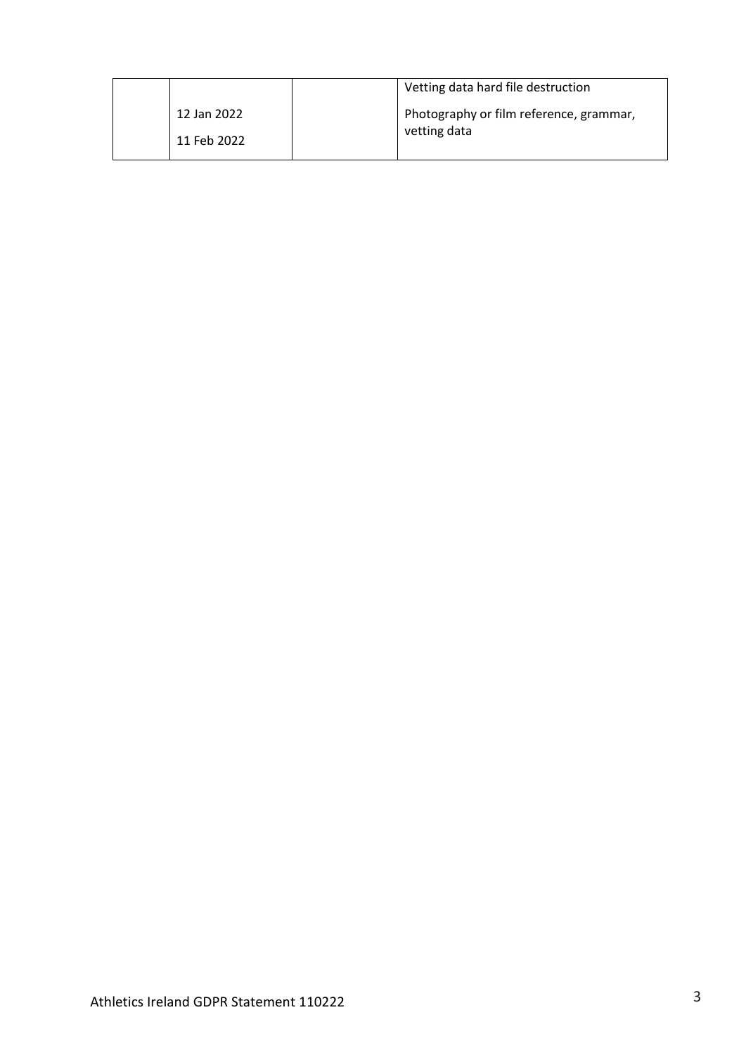| | | | |
|---|---|---|---|
| | 12 Jan 2022<br>11 Feb 2022 | | Vetting data hard file destruction<br>Photography or film reference, grammar, vetting data |